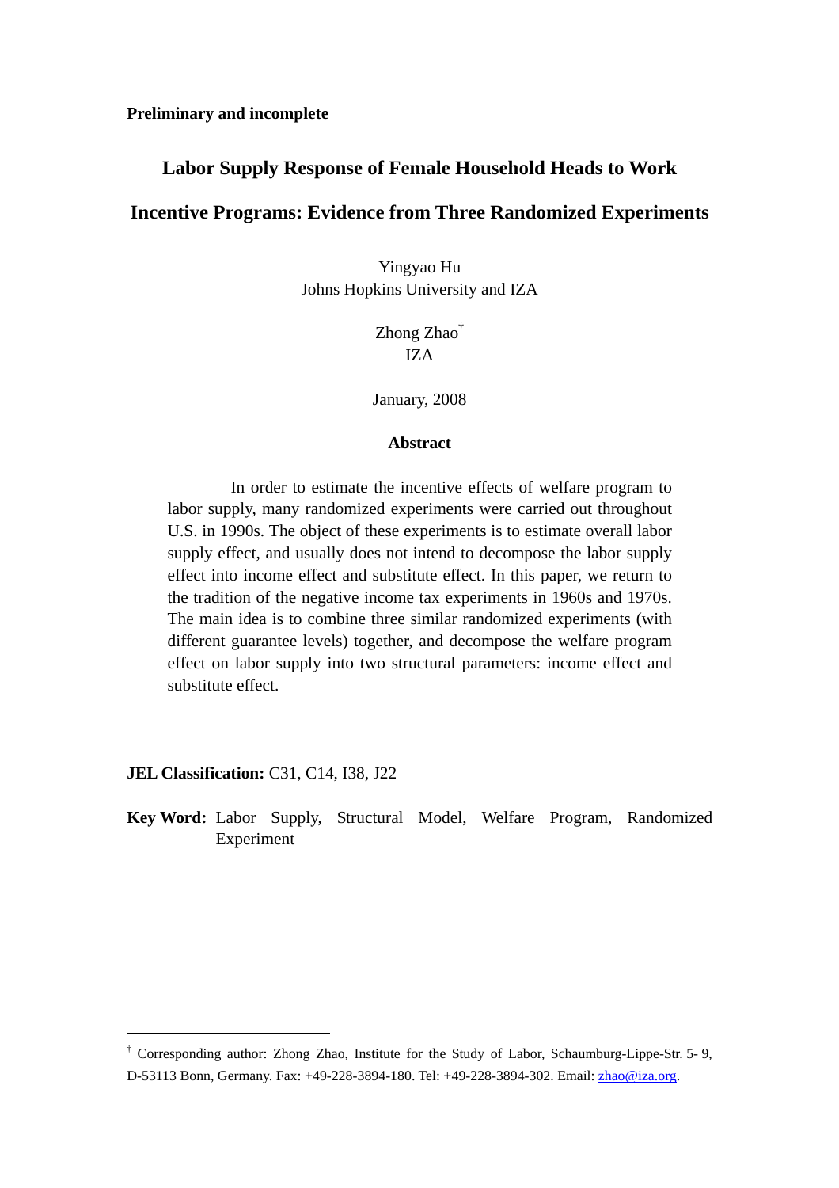**Preliminary and incomplete**

# Labor Supply Response of Female Household Heads to Work Incentive Programs: Evidence from Three Randomized Experiments

Yingyao Hu
Johns Hopkins University and IZA

Zhong Zhao[†]
IZA

January, 2008

## Abstract

In order to estimate the incentive effects of welfare program to labor supply, many randomized experiments were carried out throughout U.S. in 1990s. The object of these experiments is to estimate overall labor supply effect, and usually does not intend to decompose the labor supply effect into income effect and substitute effect. In this paper, we return to the tradition of the negative income tax experiments in 1960s and 1970s. The main idea is to combine three similar randomized experiments (with different guarantee levels) together, and decompose the welfare program effect on labor supply into two structural parameters: income effect and substitute effect.

**JEL Classification:** C31, C14, I38, J22

**Key Word:** Labor Supply, Structural Model, Welfare Program, Randomized Experiment

[†] Corresponding author: Zhong Zhao, Institute for the Study of Labor, Schaumburg-Lippe-Str. 5- 9, D-53113 Bonn, Germany. Fax: +49-228-3894-180. Tel: +49-228-3894-302. Email: zhao@iza.org.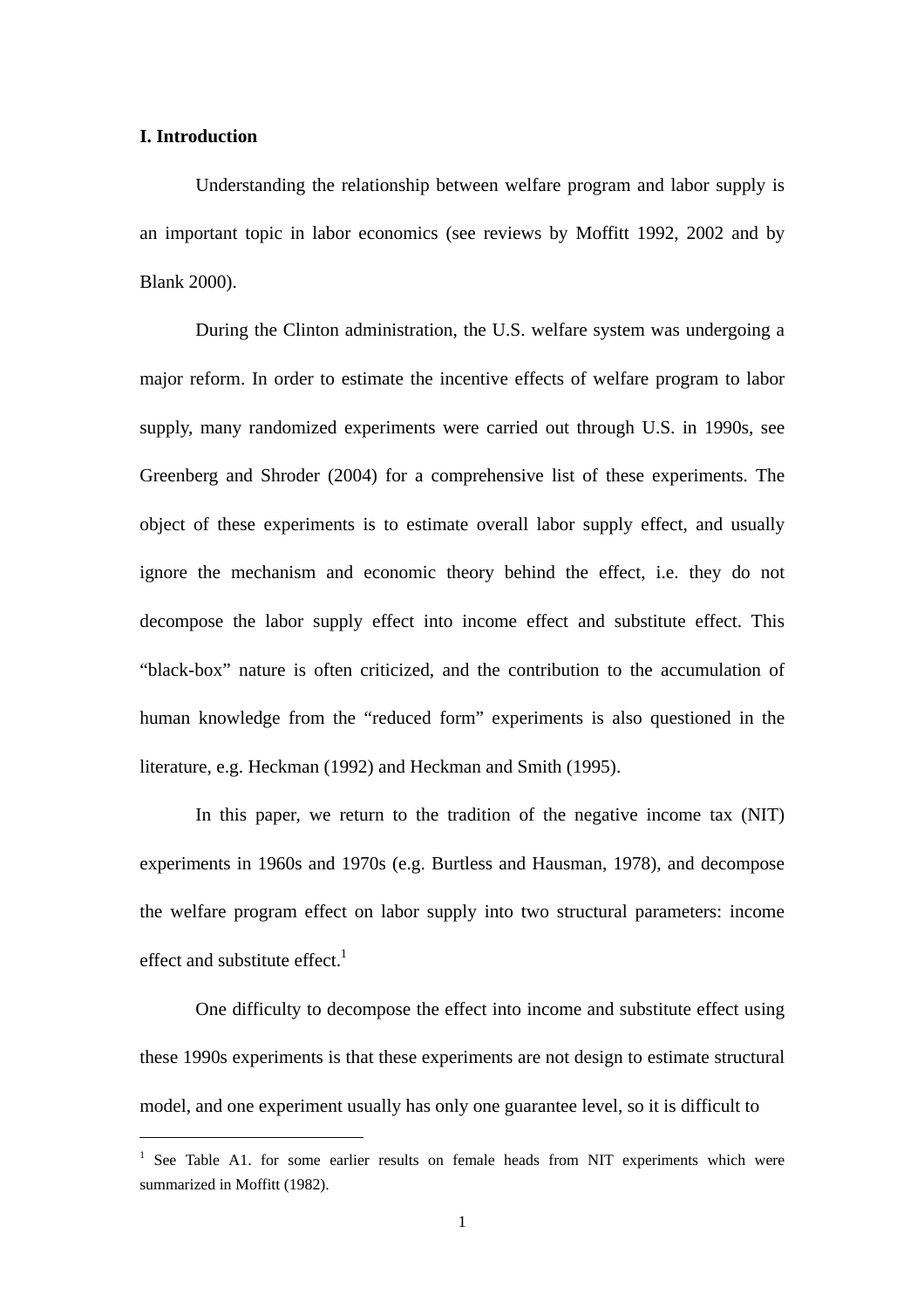## I. Introduction

Understanding the relationship between welfare program and labor supply is an important topic in labor economics (see reviews by Moffitt 1992, 2002 and by Blank 2000).

During the Clinton administration, the U.S. welfare system was undergoing a major reform. In order to estimate the incentive effects of welfare program to labor supply, many randomized experiments were carried out through U.S. in 1990s, see Greenberg and Shroder (2004) for a comprehensive list of these experiments. The object of these experiments is to estimate overall labor supply effect, and usually ignore the mechanism and economic theory behind the effect, i.e. they do not decompose the labor supply effect into income effect and substitute effect. This "black-box" nature is often criticized, and the contribution to the accumulation of human knowledge from the "reduced form" experiments is also questioned in the literature, e.g. Heckman (1992) and Heckman and Smith (1995).

In this paper, we return to the tradition of the negative income tax (NIT) experiments in 1960s and 1970s (e.g. Burtless and Hausman, 1978), and decompose the welfare program effect on labor supply into two structural parameters: income effect and substitute effect.[1]

One difficulty to decompose the effect into income and substitute effect using these 1990s experiments is that these experiments are not design to estimate structural model, and one experiment usually has only one guarantee level, so it is difficult to

[1] See Table A1. for some earlier results on female heads from NIT experiments which were summarized in Moffitt (1982).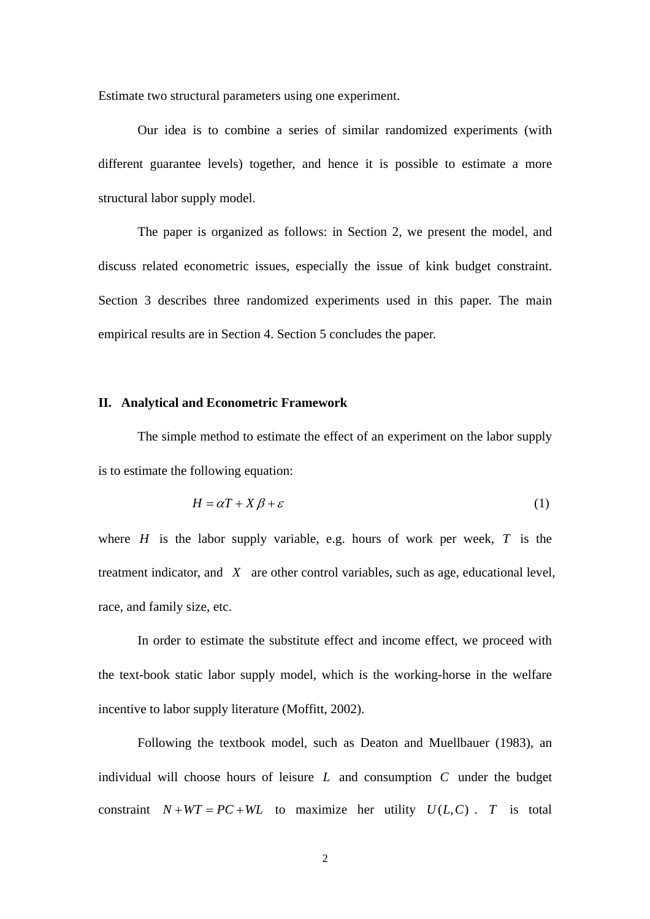Estimate two structural parameters using one experiment.

Our idea is to combine a series of similar randomized experiments (with different guarantee levels) together, and hence it is possible to estimate a more structural labor supply model.

The paper is organized as follows: in Section 2, we present the model, and discuss related econometric issues, especially the issue of kink budget constraint. Section 3 describes three randomized experiments used in this paper. The main empirical results are in Section 4. Section 5 concludes the paper.

## II. Analytical and Econometric Framework

The simple method to estimate the effect of an experiment on the labor supply is to estimate the following equation:

$$H = \alpha T + X\beta + \varepsilon \tag{1}$$

where $H$ is the labor supply variable, e.g. hours of work per week, $T$ is the treatment indicator, and $X$ are other control variables, such as age, educational level, race, and family size, etc.

In order to estimate the substitute effect and income effect, we proceed with the text-book static labor supply model, which is the working-horse in the welfare incentive to labor supply literature (Moffitt, 2002).

Following the textbook model, such as Deaton and Muellbauer (1983), an individual will choose hours of leisure $L$ and consumption $C$ under the budget constraint $N + WT = PC + WL$ to maximize her utility $U(L,C)$. $T$ is total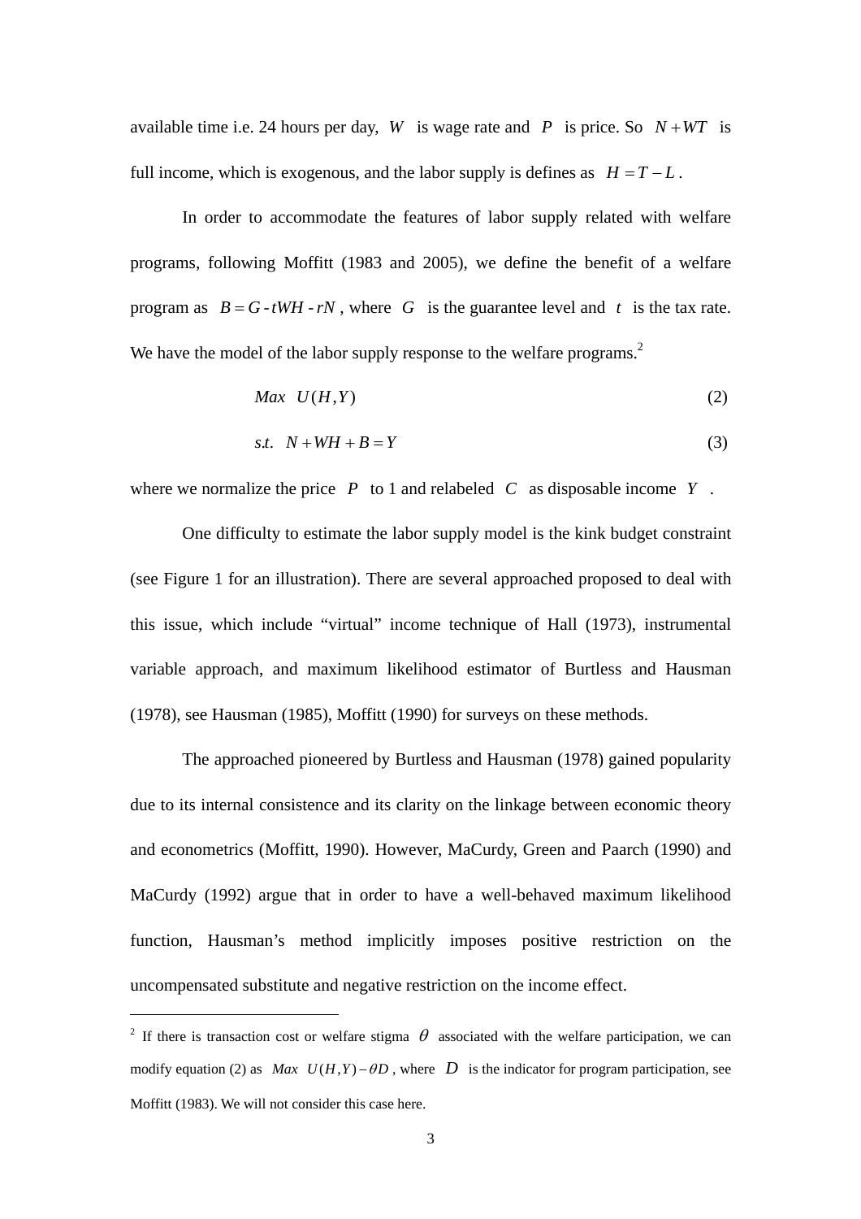available time i.e. 24 hours per day, $W$ is wage rate and $P$ is price. So $N + WT$ is full income, which is exogenous, and the labor supply is defines as $H = T - L$.

In order to accommodate the features of labor supply related with welfare programs, following Moffitt (1983 and 2005), we define the benefit of a welfare program as $B = G - tWH - rN$, where $G$ is the guarantee level and $t$ is the tax rate. We have the model of the labor supply response to the welfare programs.[2]

$$Max \quad U(H, Y) \tag{2}$$

$$s.t. \quad N + WH + B = Y \tag{3}$$

where we normalize the price $P$ to 1 and relabeled $C$ as disposable income $Y$.

One difficulty to estimate the labor supply model is the kink budget constraint (see Figure 1 for an illustration). There are several approached proposed to deal with this issue, which include "virtual" income technique of Hall (1973), instrumental variable approach, and maximum likelihood estimator of Burtless and Hausman (1978), see Hausman (1985), Moffitt (1990) for surveys on these methods.

The approached pioneered by Burtless and Hausman (1978) gained popularity due to its internal consistence and its clarity on the linkage between economic theory and econometrics (Moffitt, 1990). However, MaCurdy, Green and Paarch (1990) and MaCurdy (1992) argue that in order to have a well-behaved maximum likelihood function, Hausman's method implicitly imposes positive restriction on the uncompensated substitute and negative restriction on the income effect.

---

[2] If there is transaction cost or welfare stigma $\theta$ associated with the welfare participation, we can modify equation (2) as $Max \quad U(H, Y) - \theta D$, where $D$ is the indicator for program participation, see Moffitt (1983). We will not consider this case here.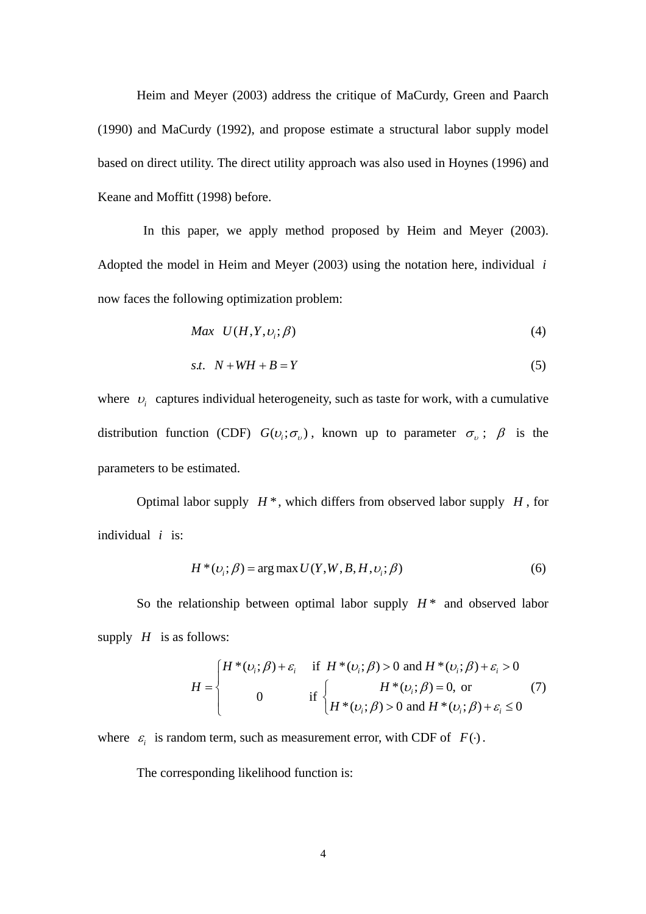Heim and Meyer (2003) address the critique of MaCurdy, Green and Paarch (1990) and MaCurdy (1992), and propose estimate a structural labor supply model based on direct utility. The direct utility approach was also used in Hoynes (1996) and Keane and Moffitt (1998) before.

In this paper, we apply method proposed by Heim and Meyer (2003). Adopted the model in Heim and Meyer (2003) using the notation here, individual $i$ now faces the following optimization problem:

$$Max \quad U(H, Y, \upsilon_i; \beta) \tag{4}$$

$$s.t. \quad N + WH + B = Y \tag{5}$$

where $\upsilon_i$ captures individual heterogeneity, such as taste for work, with a cumulative distribution function (CDF) $G(\upsilon_i; \sigma_\upsilon)$, known up to parameter $\sigma_\upsilon$; $\beta$ is the parameters to be estimated.

Optimal labor supply $H^*$, which differs from observed labor supply $H$, for individual $i$ is:

$$H^*(\upsilon_i; \beta) = \arg\max U(Y, W, B, H, \upsilon_i; \beta) \tag{6}$$

So the relationship between optimal labor supply $H^*$ and observed labor supply $H$ is as follows:

$$H = \begin{cases} H^*(\upsilon_i; \beta) + \varepsilon_i & \text{if } H^*(\upsilon_i; \beta) > 0 \text{ and } H^*(\upsilon_i; \beta) + \varepsilon_i > 0 \\ 0 & \text{if } \begin{cases} H^*(\upsilon_i; \beta) = 0, \text{ or} \\ H^*(\upsilon_i; \beta) > 0 \text{ and } H^*(\upsilon_i; \beta) + \varepsilon_i \leq 0 \end{cases} \end{cases} \tag{7}$$

where $\varepsilon_i$ is random term, such as measurement error, with CDF of $F(\cdot)$.

The corresponding likelihood function is: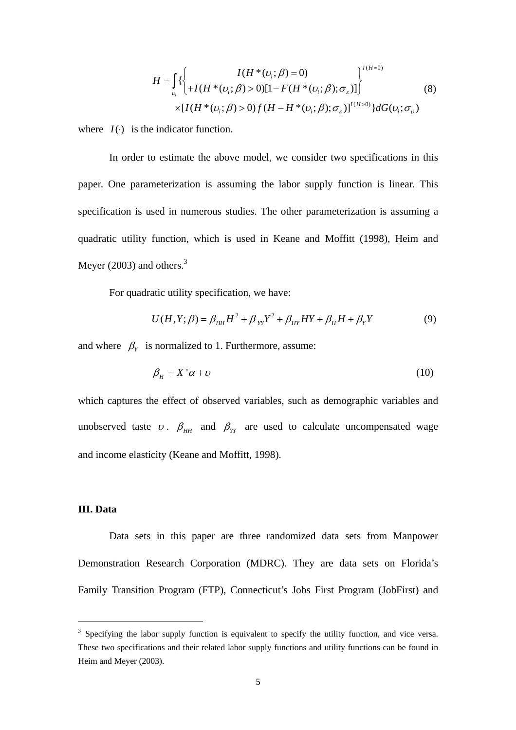$$H = \int_{\upsilon_i} \{ \begin{Bmatrix} I(H^*(\upsilon_i;\beta)=0) \\ +I(H^*(\upsilon_i;\beta)>0)[1-F(H^*(\upsilon_i;\beta);\sigma_\varepsilon)] \end{Bmatrix}^{I(H=0)} \times [I(H^*(\upsilon_i;\beta)>0) f(H-H^*(\upsilon_i;\beta);\sigma_\varepsilon)]^{I(H>0)} \} dG(\upsilon_i;\sigma_\upsilon) \tag{8}$$

where $I(\cdot)$ is the indicator function.

In order to estimate the above model, we consider two specifications in this paper. One parameterization is assuming the labor supply function is linear. This specification is used in numerous studies. The other parameterization is assuming a quadratic utility function, which is used in Keane and Moffitt (1998), Heim and Meyer (2003) and others.[3]

For quadratic utility specification, we have:

$$U(H,Y;\beta) = \beta_{HH} H^2 + \beta_{YY} Y^2 + \beta_{HY} HY + \beta_H H + \beta_Y Y \tag{9}$$

and where $\beta_Y$ is normalized to 1. Furthermore, assume:

$$\beta_H = X'\alpha + \upsilon \tag{10}$$

which captures the effect of observed variables, such as demographic variables and unobserved taste $\upsilon$. $\beta_{HH}$ and $\beta_{YY}$ are used to calculate uncompensated wage and income elasticity (Keane and Moffitt, 1998).

### III. Data

Data sets in this paper are three randomized data sets from Manpower Demonstration Research Corporation (MDRC). They are data sets on Florida's Family Transition Program (FTP), Connecticut's Jobs First Program (JobFirst) and

---

[3] Specifying the labor supply function is equivalent to specify the utility function, and vice versa. These two specifications and their related labor supply functions and utility functions can be found in Heim and Meyer (2003).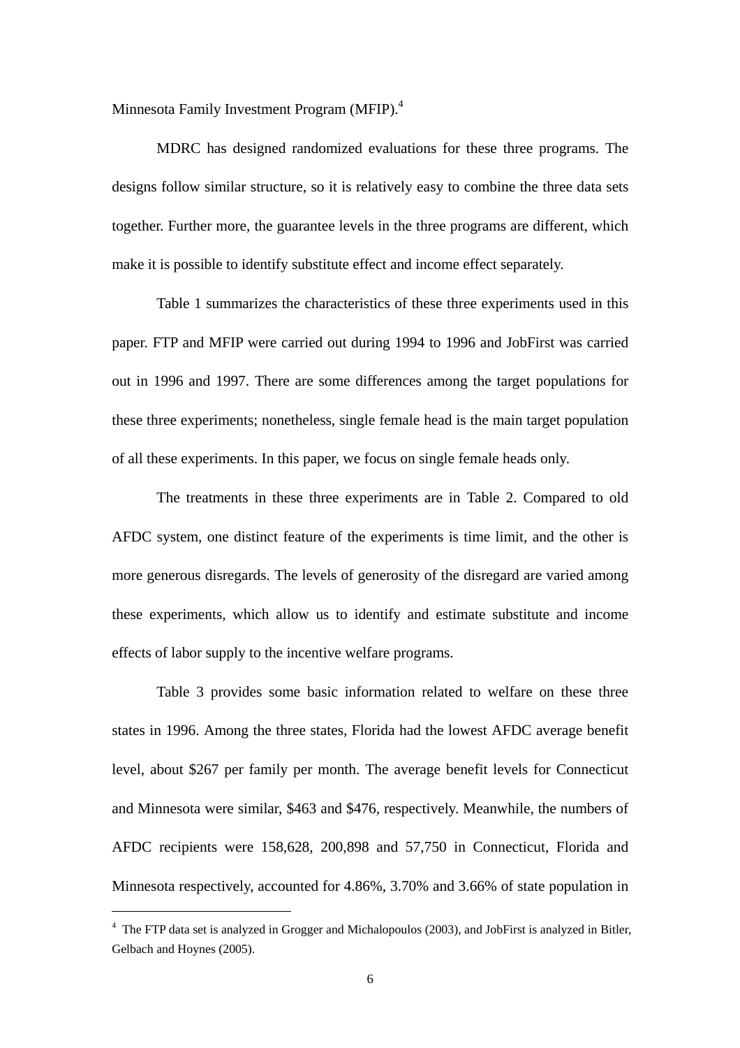Minnesota Family Investment Program (MFIP).[4]

MDRC has designed randomized evaluations for these three programs. The designs follow similar structure, so it is relatively easy to combine the three data sets together. Further more, the guarantee levels in the three programs are different, which make it is possible to identify substitute effect and income effect separately.

Table 1 summarizes the characteristics of these three experiments used in this paper. FTP and MFIP were carried out during 1994 to 1996 and JobFirst was carried out in 1996 and 1997. There are some differences among the target populations for these three experiments; nonetheless, single female head is the main target population of all these experiments. In this paper, we focus on single female heads only.

The treatments in these three experiments are in Table 2. Compared to old AFDC system, one distinct feature of the experiments is time limit, and the other is more generous disregards. The levels of generosity of the disregard are varied among these experiments, which allow us to identify and estimate substitute and income effects of labor supply to the incentive welfare programs.

Table 3 provides some basic information related to welfare on these three states in 1996. Among the three states, Florida had the lowest AFDC average benefit level, about $267 per family per month. The average benefit levels for Connecticut and Minnesota were similar, $463 and $476, respectively. Meanwhile, the numbers of AFDC recipients were 158,628, 200,898 and 57,750 in Connecticut, Florida and Minnesota respectively, accounted for 4.86%, 3.70% and 3.66% of state population in

[4] The FTP data set is analyzed in Grogger and Michalopoulos (2003), and JobFirst is analyzed in Bitler, Gelbach and Hoynes (2005).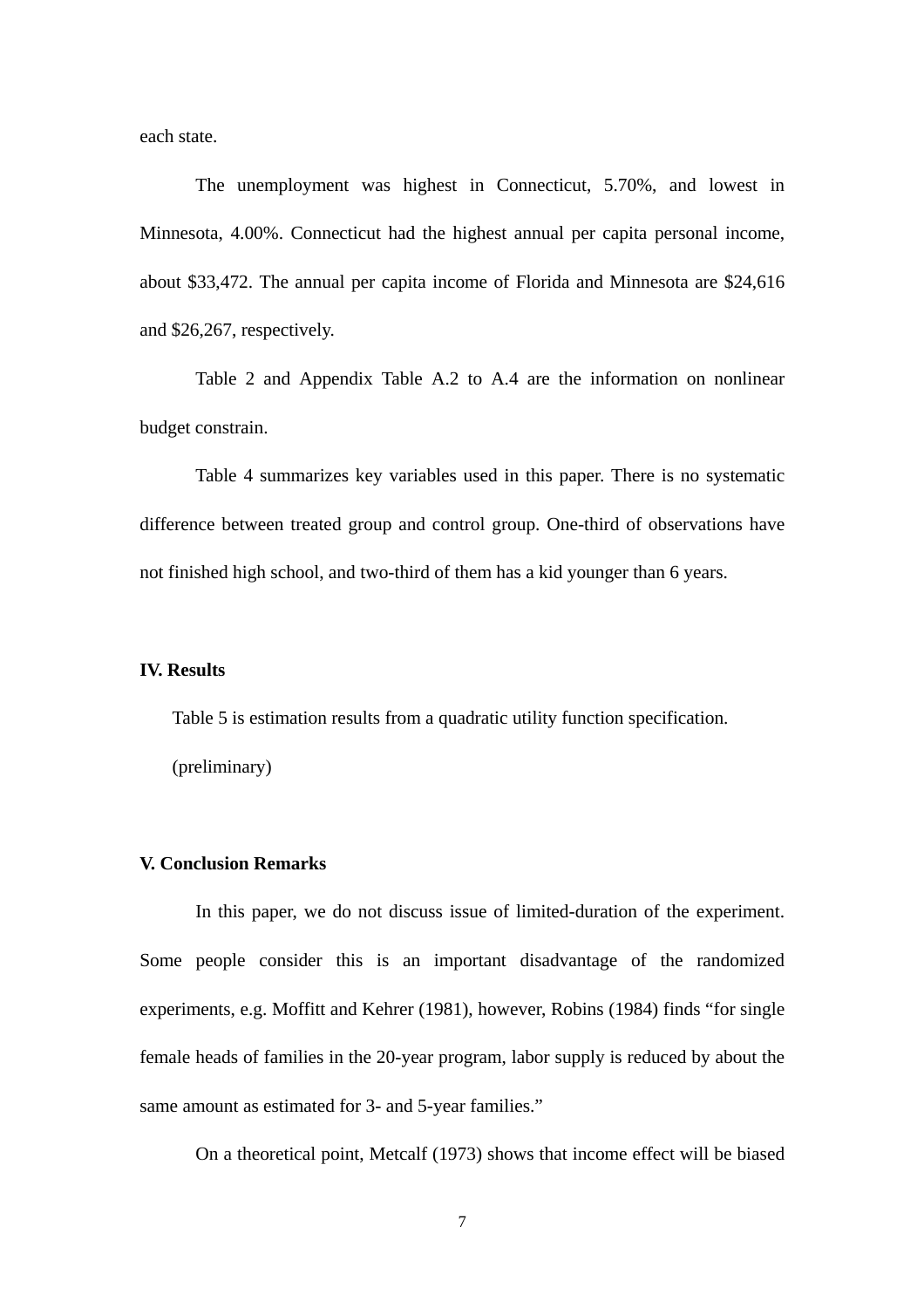each state.

The unemployment was highest in Connecticut, 5.70%, and lowest in Minnesota, 4.00%. Connecticut had the highest annual per capita personal income, about $33,472. The annual per capita income of Florida and Minnesota are $24,616 and $26,267, respectively.

Table 2 and Appendix Table A.2 to A.4 are the information on nonlinear budget constrain.

Table 4 summarizes key variables used in this paper. There is no systematic difference between treated group and control group. One-third of observations have not finished high school, and two-third of them has a kid younger than 6 years.

## IV. Results

Table 5 is estimation results from a quadratic utility function specification.

(preliminary)

## V. Conclusion Remarks

In this paper, we do not discuss issue of limited-duration of the experiment. Some people consider this is an important disadvantage of the randomized experiments, e.g. Moffitt and Kehrer (1981), however, Robins (1984) finds "for single female heads of families in the 20-year program, labor supply is reduced by about the same amount as estimated for 3- and 5-year families."

On a theoretical point, Metcalf (1973) shows that income effect will be biased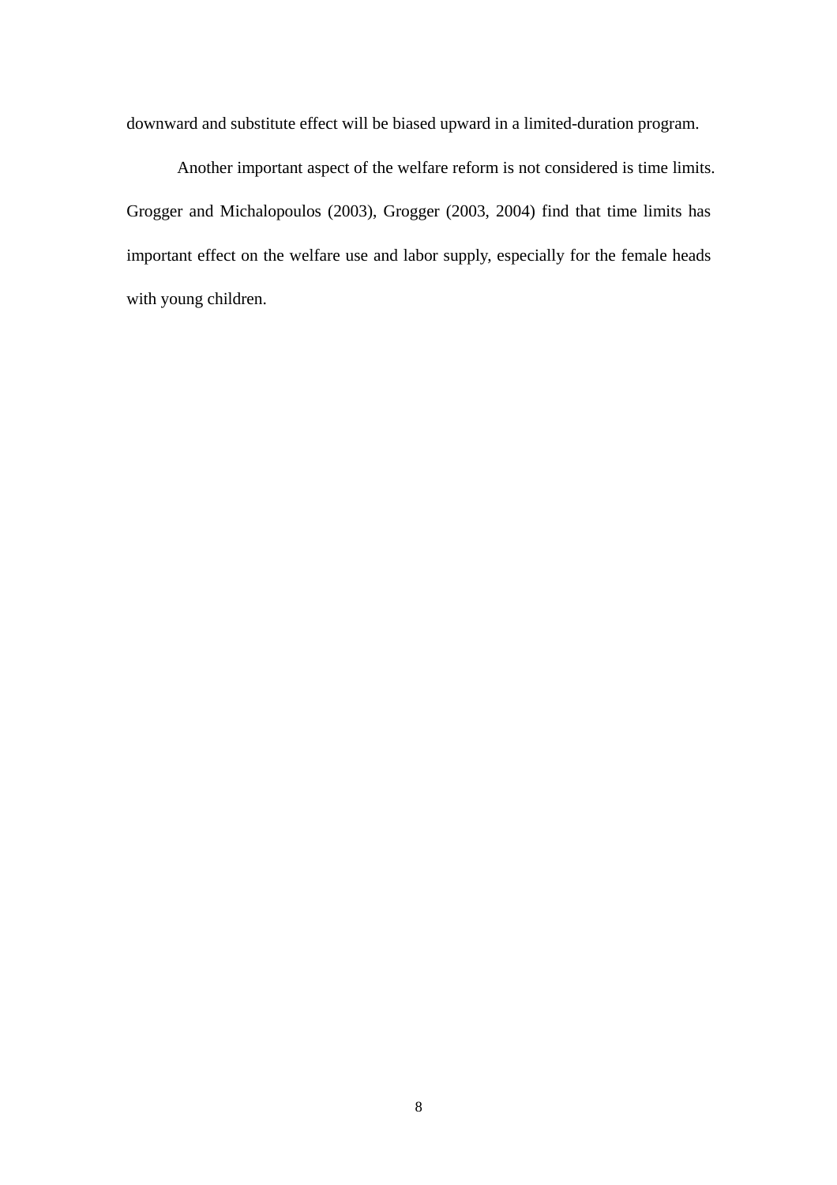downward and substitute effect will be biased upward in a limited-duration program.

Another important aspect of the welfare reform is not considered is time limits. Grogger and Michalopoulos (2003), Grogger (2003, 2004) find that time limits has important effect on the welfare use and labor supply, especially for the female heads with young children.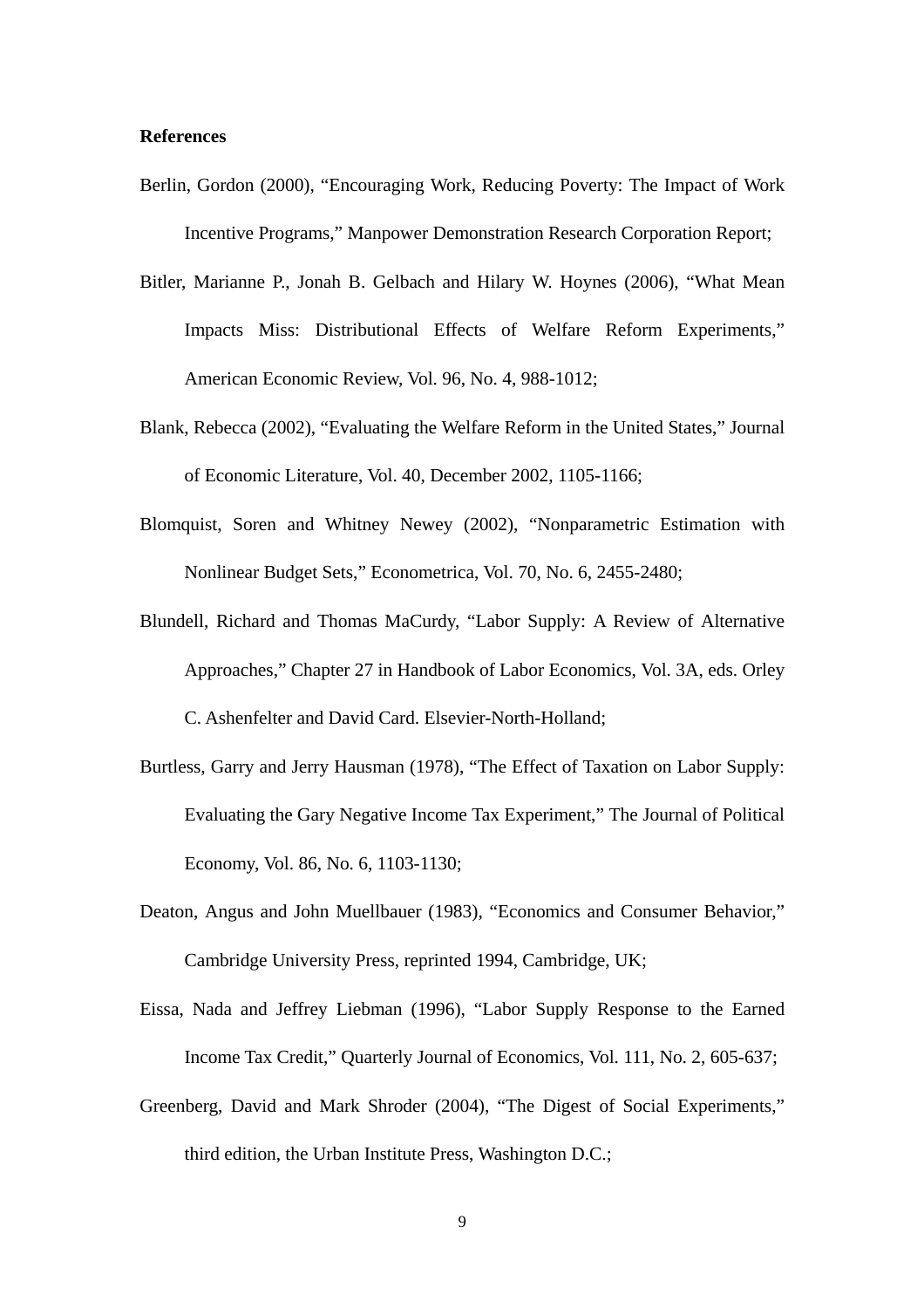**References**

Berlin, Gordon (2000), “Encouraging Work, Reducing Poverty: The Impact of Work Incentive Programs,” Manpower Demonstration Research Corporation Report;

Bitler, Marianne P., Jonah B. Gelbach and Hilary W. Hoynes (2006), “What Mean Impacts Miss: Distributional Effects of Welfare Reform Experiments,” American Economic Review, Vol. 96, No. 4, 988-1012;

Blank, Rebecca (2002), “Evaluating the Welfare Reform in the United States,” Journal of Economic Literature, Vol. 40, December 2002, 1105-1166;

Blomquist, Soren and Whitney Newey (2002), “Nonparametric Estimation with Nonlinear Budget Sets,” Econometrica, Vol. 70, No. 6, 2455-2480;

Blundell, Richard and Thomas MaCurdy, “Labor Supply: A Review of Alternative Approaches,” Chapter 27 in Handbook of Labor Economics, Vol. 3A, eds. Orley C. Ashenfelter and David Card. Elsevier-North-Holland;

Burtless, Garry and Jerry Hausman (1978), “The Effect of Taxation on Labor Supply: Evaluating the Gary Negative Income Tax Experiment,” The Journal of Political Economy, Vol. 86, No. 6, 1103-1130;

Deaton, Angus and John Muellbauer (1983), “Economics and Consumer Behavior,” Cambridge University Press, reprinted 1994, Cambridge, UK;

Eissa, Nada and Jeffrey Liebman (1996), “Labor Supply Response to the Earned Income Tax Credit,” Quarterly Journal of Economics, Vol. 111, No. 2, 605-637;

Greenberg, David and Mark Shroder (2004), “The Digest of Social Experiments,” third edition, the Urban Institute Press, Washington D.C.;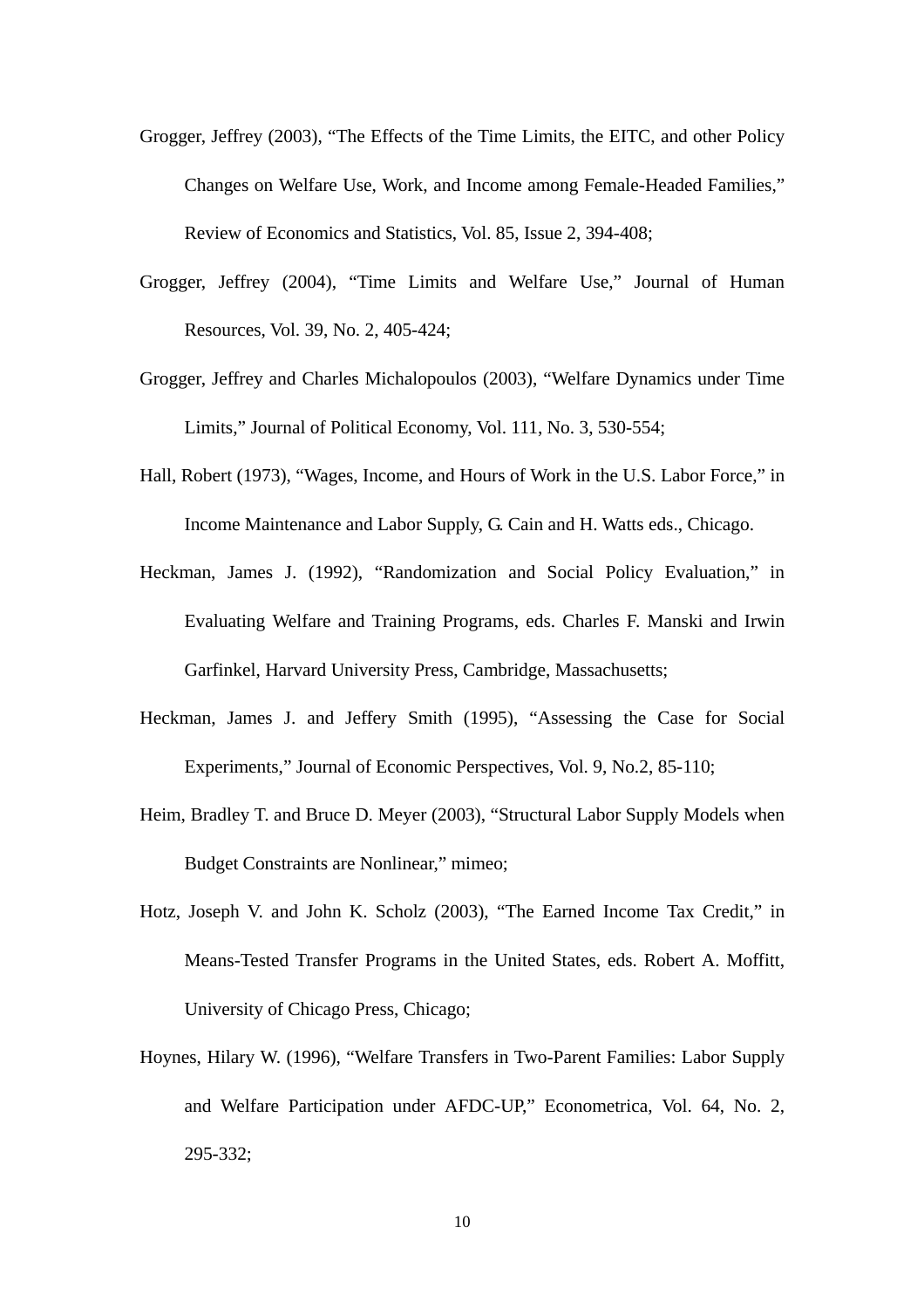Grogger, Jeffrey (2003), "The Effects of the Time Limits, the EITC, and other Policy Changes on Welfare Use, Work, and Income among Female-Headed Families," Review of Economics and Statistics, Vol. 85, Issue 2, 394-408;

Grogger, Jeffrey (2004), "Time Limits and Welfare Use," Journal of Human Resources, Vol. 39, No. 2, 405-424;

Grogger, Jeffrey and Charles Michalopoulos (2003), "Welfare Dynamics under Time Limits," Journal of Political Economy, Vol. 111, No. 3, 530-554;

Hall, Robert (1973), "Wages, Income, and Hours of Work in the U.S. Labor Force," in Income Maintenance and Labor Supply, G. Cain and H. Watts eds., Chicago.

Heckman, James J. (1992), "Randomization and Social Policy Evaluation," in Evaluating Welfare and Training Programs, eds. Charles F. Manski and Irwin Garfinkel, Harvard University Press, Cambridge, Massachusetts;

Heckman, James J. and Jeffery Smith (1995), "Assessing the Case for Social Experiments," Journal of Economic Perspectives, Vol. 9, No.2, 85-110;

Heim, Bradley T. and Bruce D. Meyer (2003), "Structural Labor Supply Models when Budget Constraints are Nonlinear," mimeo;

Hotz, Joseph V. and John K. Scholz (2003), "The Earned Income Tax Credit," in Means-Tested Transfer Programs in the United States, eds. Robert A. Moffitt, University of Chicago Press, Chicago;

Hoynes, Hilary W. (1996), "Welfare Transfers in Two-Parent Families: Labor Supply and Welfare Participation under AFDC-UP," Econometrica, Vol. 64, No. 2, 295-332;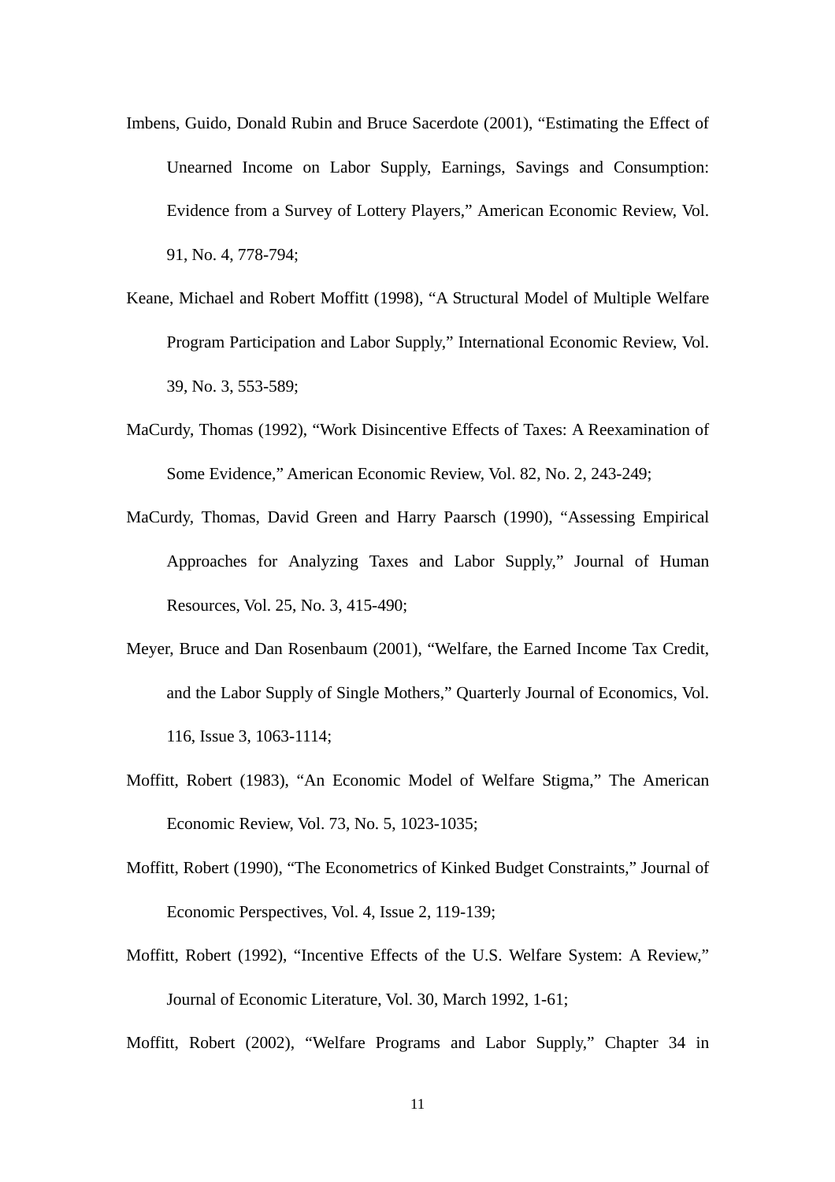Imbens, Guido, Donald Rubin and Bruce Sacerdote (2001), "Estimating the Effect of Unearned Income on Labor Supply, Earnings, Savings and Consumption: Evidence from a Survey of Lottery Players," American Economic Review, Vol. 91, No. 4, 778-794;

Keane, Michael and Robert Moffitt (1998), "A Structural Model of Multiple Welfare Program Participation and Labor Supply," International Economic Review, Vol. 39, No. 3, 553-589;

MaCurdy, Thomas (1992), "Work Disincentive Effects of Taxes: A Reexamination of Some Evidence," American Economic Review, Vol. 82, No. 2, 243-249;

MaCurdy, Thomas, David Green and Harry Paarsch (1990), "Assessing Empirical Approaches for Analyzing Taxes and Labor Supply," Journal of Human Resources, Vol. 25, No. 3, 415-490;

Meyer, Bruce and Dan Rosenbaum (2001), "Welfare, the Earned Income Tax Credit, and the Labor Supply of Single Mothers," Quarterly Journal of Economics, Vol. 116, Issue 3, 1063-1114;

Moffitt, Robert (1983), "An Economic Model of Welfare Stigma," The American Economic Review, Vol. 73, No. 5, 1023-1035;

Moffitt, Robert (1990), "The Econometrics of Kinked Budget Constraints," Journal of Economic Perspectives, Vol. 4, Issue 2, 119-139;

Moffitt, Robert (1992), "Incentive Effects of the U.S. Welfare System: A Review," Journal of Economic Literature, Vol. 30, March 1992, 1-61;

Moffitt, Robert (2002), "Welfare Programs and Labor Supply," Chapter 34 in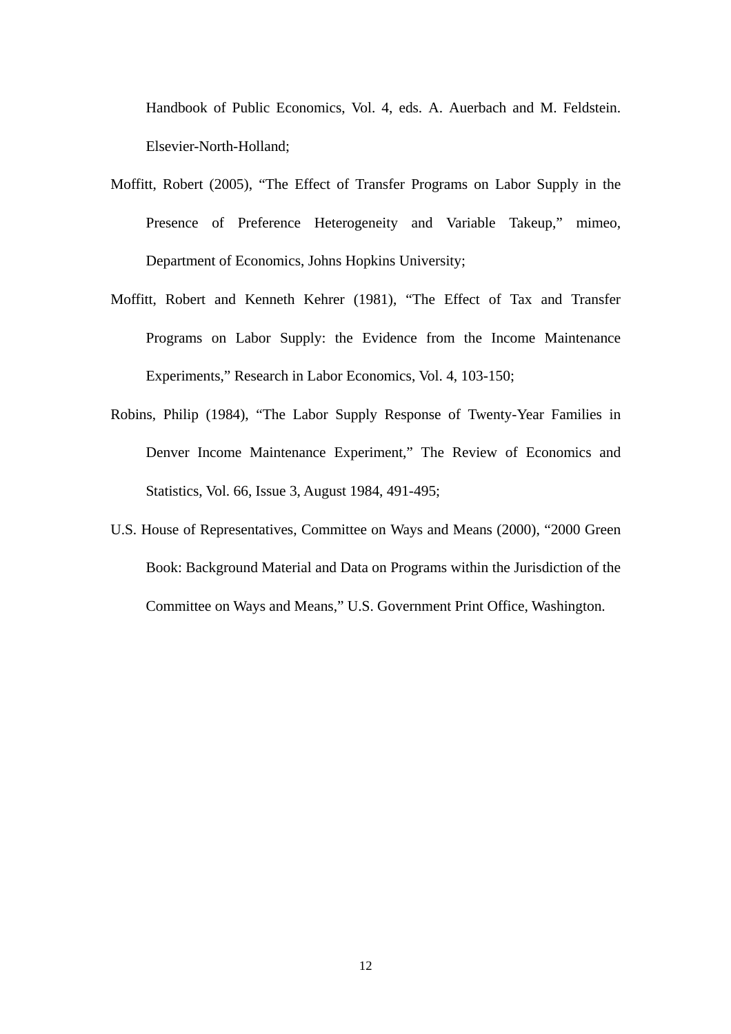Handbook of Public Economics, Vol. 4, eds. A. Auerbach and M. Feldstein. Elsevier-North-Holland;

Moffitt, Robert (2005), "The Effect of Transfer Programs on Labor Supply in the Presence of Preference Heterogeneity and Variable Takeup," mimeo, Department of Economics, Johns Hopkins University;

Moffitt, Robert and Kenneth Kehrer (1981), "The Effect of Tax and Transfer Programs on Labor Supply: the Evidence from the Income Maintenance Experiments," Research in Labor Economics, Vol. 4, 103-150;

Robins, Philip (1984), "The Labor Supply Response of Twenty-Year Families in Denver Income Maintenance Experiment," The Review of Economics and Statistics, Vol. 66, Issue 3, August 1984, 491-495;

U.S. House of Representatives, Committee on Ways and Means (2000), "2000 Green Book: Background Material and Data on Programs within the Jurisdiction of the Committee on Ways and Means," U.S. Government Print Office, Washington.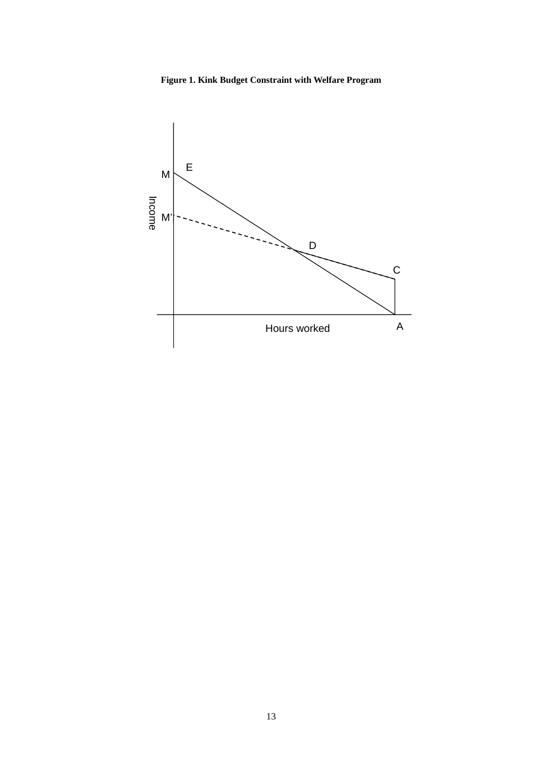**Figure 1. Kink Budget Constraint with Welfare Program**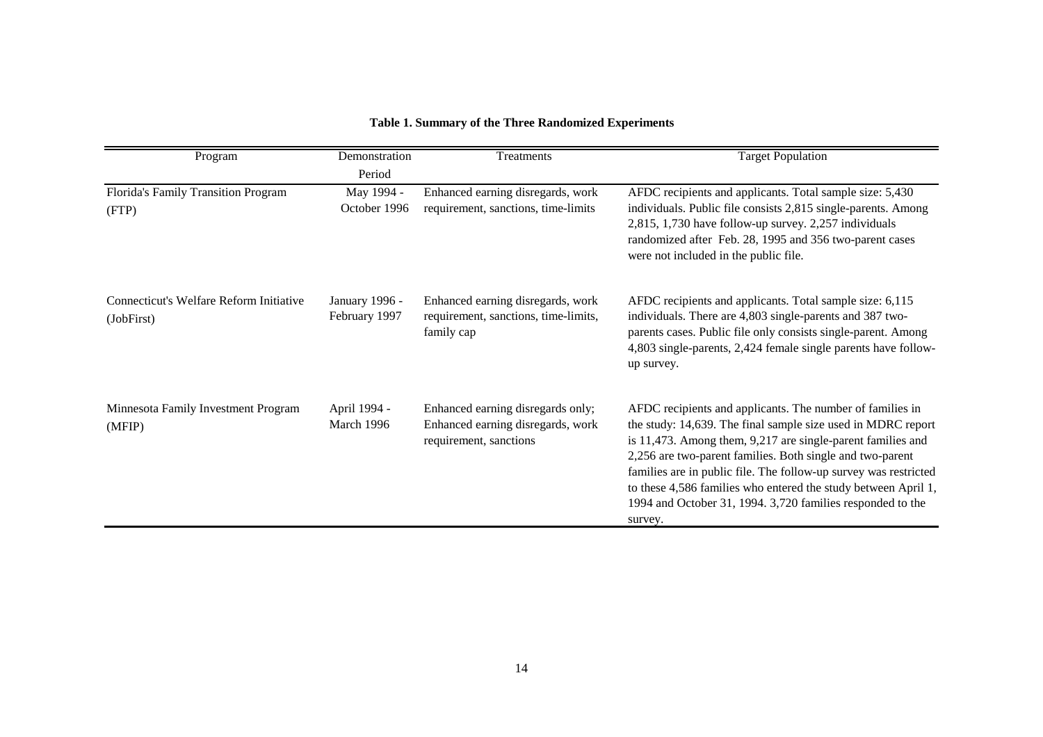**Table 1. Summary of the Three Randomized Experiments**

| Program | Demonstration Period | Treatments | Target Population |
| --- | --- | --- | --- |
| Florida's Family Transition Program (FTP) | May 1994 - October 1996 | Enhanced earning disregards, work requirement, sanctions, time-limits | AFDC recipients and applicants. Total sample size: 5,430 individuals. Public file consists 2,815 single-parents. Among 2,815, 1,730 have follow-up survey. 2,257 individuals randomized after Feb. 28, 1995 and 356 two-parent cases were not included in the public file. |
| Connecticut's Welfare Reform Initiative (JobFirst) | January 1996 - February 1997 | Enhanced earning disregards, work requirement, sanctions, time-limits, family cap | AFDC recipients and applicants. Total sample size: 6,115 individuals. There are 4,803 single-parents and 387 two-parents cases. Public file only consists single-parent. Among 4,803 single-parents, 2,424 female single parents have follow-up survey. |
| Minnesota Family Investment Program (MFIP) | April 1994 - March 1996 | Enhanced earning disregards only; Enhanced earning disregards, work requirement, sanctions | AFDC recipients and applicants. The number of families in the study: 14,639. The final sample size used in MDRC report is 11,473. Among them, 9,217 are single-parent families and 2,256 are two-parent families. Both single and two-parent families are in public file. The follow-up survey was restricted to these 4,586 families who entered the study between April 1, 1994 and October 31, 1994. 3,720 families responded to the survey. |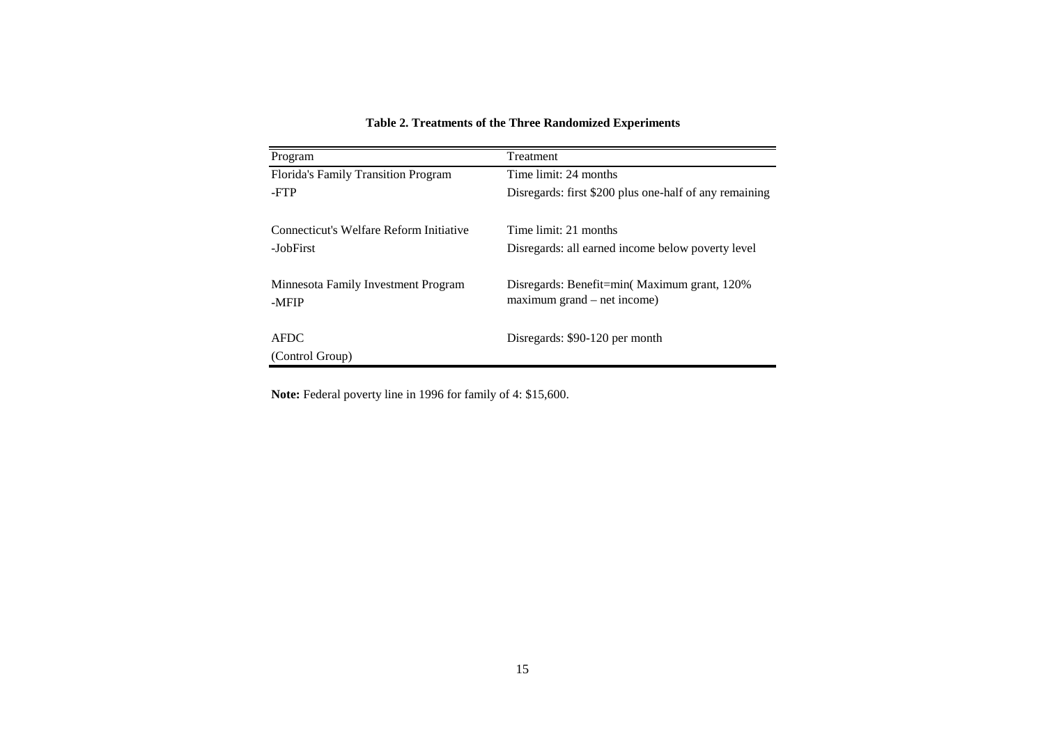**Table 2. Treatments of the Three Randomized Experiments**

| Program | Treatment |
|---|---|
| Florida's Family Transition Program | Time limit: 24 months |
| -FTP | Disregards: first $200 plus one-half of any remaining |
| Connecticut's Welfare Reform Initiative | Time limit: 21 months |
| -JobFirst | Disregards: all earned income below poverty level |
| Minnesota Family Investment Program | Disregards: Benefit=min( Maximum grant, 120% maximum grand – net income) |
| -MFIP | |
| AFDC | Disregards: $90-120 per month |
| (Control Group) | |

**Note:** Federal poverty line in 1996 for family of 4: $15,600.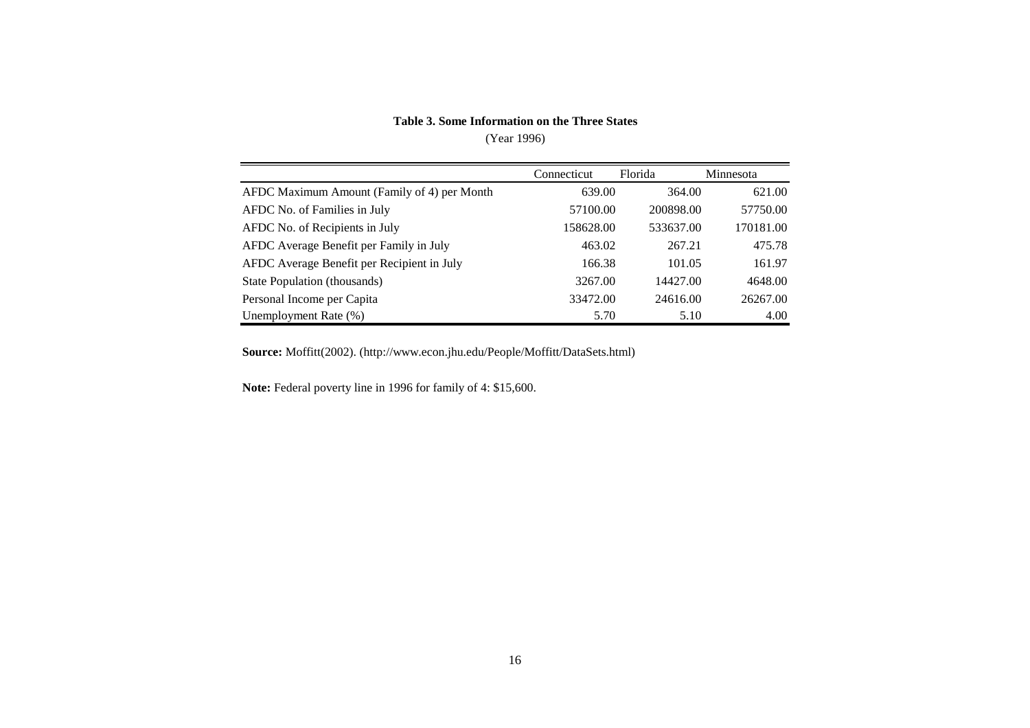**Table 3. Some Information on the Three States**

(Year 1996)

| | Connecticut | Florida | Minnesota |
|---|---|---|---|
| AFDC Maximum Amount (Family of 4) per Month | 639.00 | 364.00 | 621.00 |
| AFDC No. of Families in July | 57100.00 | 200898.00 | 57750.00 |
| AFDC No. of Recipients in July | 158628.00 | 533637.00 | 170181.00 |
| AFDC Average Benefit per Family in July | 463.02 | 267.21 | 475.78 |
| AFDC Average Benefit per Recipient in July | 166.38 | 101.05 | 161.97 |
| State Population (thousands) | 3267.00 | 14427.00 | 4648.00 |
| Personal Income per Capita | 33472.00 | 24616.00 | 26267.00 |
| Unemployment Rate (%) | 5.70 | 5.10 | 4.00 |

**Source:** Moffitt(2002). (http://www.econ.jhu.edu/People/Moffitt/DataSets.html)

**Note:** Federal poverty line in 1996 for family of 4: $15,600.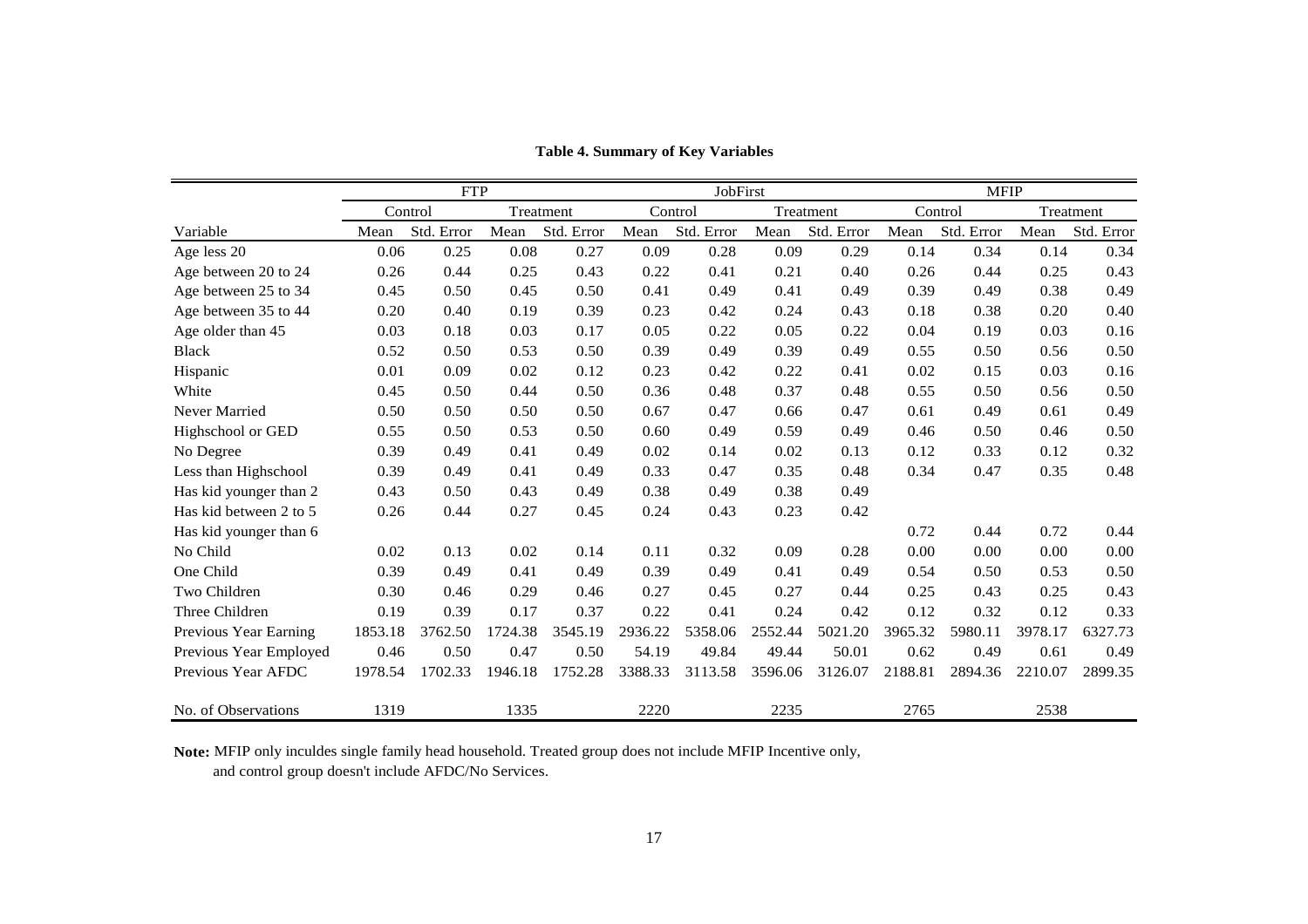**Table 4. Summary of Key Variables**

| | FTP | | | | JobFirst | | | | MFIP | | | |
|---|---|---|---|---|---|---|---|---|---|---|---|---|
| | Control | | Treatment | | Control | | Treatment | | Control | | Treatment | |
| Variable | Mean | Std. Error | Mean | Std. Error | Mean | Std. Error | Mean | Std. Error | Mean | Std. Error | Mean | Std. Error |
| Age less 20 | 0.06 | 0.25 | 0.08 | 0.27 | 0.09 | 0.28 | 0.09 | 0.29 | 0.14 | 0.34 | 0.14 | 0.34 |
| Age between 20 to 24 | 0.26 | 0.44 | 0.25 | 0.43 | 0.22 | 0.41 | 0.21 | 0.40 | 0.26 | 0.44 | 0.25 | 0.43 |
| Age between 25 to 34 | 0.45 | 0.50 | 0.45 | 0.50 | 0.41 | 0.49 | 0.41 | 0.49 | 0.39 | 0.49 | 0.38 | 0.49 |
| Age between 35 to 44 | 0.20 | 0.40 | 0.19 | 0.39 | 0.23 | 0.42 | 0.24 | 0.43 | 0.18 | 0.38 | 0.20 | 0.40 |
| Age older than 45 | 0.03 | 0.18 | 0.03 | 0.17 | 0.05 | 0.22 | 0.05 | 0.22 | 0.04 | 0.19 | 0.03 | 0.16 |
| Black | 0.52 | 0.50 | 0.53 | 0.50 | 0.39 | 0.49 | 0.39 | 0.49 | 0.55 | 0.50 | 0.56 | 0.50 |
| Hispanic | 0.01 | 0.09 | 0.02 | 0.12 | 0.23 | 0.42 | 0.22 | 0.41 | 0.02 | 0.15 | 0.03 | 0.16 |
| White | 0.45 | 0.50 | 0.44 | 0.50 | 0.36 | 0.48 | 0.37 | 0.48 | 0.55 | 0.50 | 0.56 | 0.50 |
| Never Married | 0.50 | 0.50 | 0.50 | 0.50 | 0.67 | 0.47 | 0.66 | 0.47 | 0.61 | 0.49 | 0.61 | 0.49 |
| Highschool or GED | 0.55 | 0.50 | 0.53 | 0.50 | 0.60 | 0.49 | 0.59 | 0.49 | 0.46 | 0.50 | 0.46 | 0.50 |
| No Degree | 0.39 | 0.49 | 0.41 | 0.49 | 0.02 | 0.14 | 0.02 | 0.13 | 0.12 | 0.33 | 0.12 | 0.32 |
| Less than Highschool | 0.39 | 0.49 | 0.41 | 0.49 | 0.33 | 0.47 | 0.35 | 0.48 | 0.34 | 0.47 | 0.35 | 0.48 |
| Has kid younger than 2 | 0.43 | 0.50 | 0.43 | 0.49 | 0.38 | 0.49 | 0.38 | 0.49 | | | | |
| Has kid between 2 to 5 | 0.26 | 0.44 | 0.27 | 0.45 | 0.24 | 0.43 | 0.23 | 0.42 | | | | |
| Has kid younger than 6 | | | | | | | | | 0.72 | 0.44 | 0.72 | 0.44 |
| No Child | 0.02 | 0.13 | 0.02 | 0.14 | 0.11 | 0.32 | 0.09 | 0.28 | 0.00 | 0.00 | 0.00 | 0.00 |
| One Child | 0.39 | 0.49 | 0.41 | 0.49 | 0.39 | 0.49 | 0.41 | 0.49 | 0.54 | 0.50 | 0.53 | 0.50 |
| Two Children | 0.30 | 0.46 | 0.29 | 0.46 | 0.27 | 0.45 | 0.27 | 0.44 | 0.25 | 0.43 | 0.25 | 0.43 |
| Three Children | 0.19 | 0.39 | 0.17 | 0.37 | 0.22 | 0.41 | 0.24 | 0.42 | 0.12 | 0.32 | 0.12 | 0.33 |
| Previous Year Earning | 1853.18 | 3762.50 | 1724.38 | 3545.19 | 2936.22 | 5358.06 | 2552.44 | 5021.20 | 3965.32 | 5980.11 | 3978.17 | 6327.73 |
| Previous Year Employed | 0.46 | 0.50 | 0.47 | 0.50 | 54.19 | 49.84 | 49.44 | 50.01 | 0.62 | 0.49 | 0.61 | 0.49 |
| Previous Year AFDC | 1978.54 | 1702.33 | 1946.18 | 1752.28 | 3388.33 | 3113.58 | 3596.06 | 3126.07 | 2188.81 | 2894.36 | 2210.07 | 2899.35 |
| No. of Observations | 1319 | | 1335 | | 2220 | | 2235 | | 2765 | | 2538 | |

**Note:** MFIP only inculdes single family head household. Treated group does not include MFIP Incentive only, and control group doesn't include AFDC/No Services.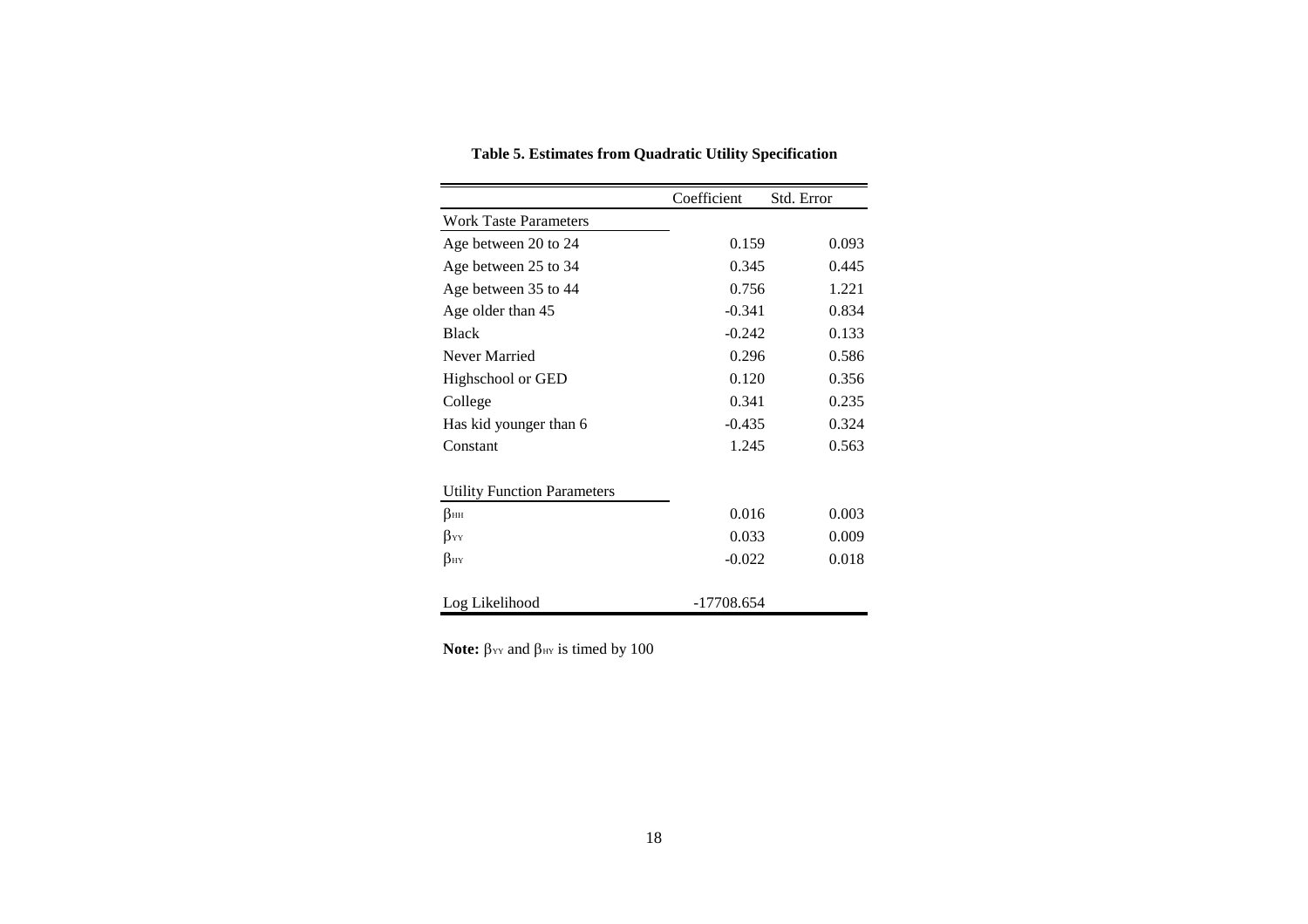**Table 5. Estimates from Quadratic Utility Specification**

| | Coefficient | Std. Error |
|---|---|---|
| Work Taste Parameters | | |
| Age between 20 to 24 | 0.159 | 0.093 |
| Age between 25 to 34 | 0.345 | 0.445 |
| Age between 35 to 44 | 0.756 | 1.221 |
| Age older than 45 | -0.341 | 0.834 |
| Black | -0.242 | 0.133 |
| Never Married | 0.296 | 0.586 |
| Highschool or GED | 0.120 | 0.356 |
| College | 0.341 | 0.235 |
| Has kid younger than 6 | -0.435 | 0.324 |
| Constant | 1.245 | 0.563 |
| Utility Function Parameters | | |
| $\beta_{HH}$ | 0.016 | 0.003 |
| $\beta_{YY}$ | 0.033 | 0.009 |
| $\beta_{HY}$ | -0.022 | 0.018 |
| Log Likelihood | -17708.654 | |

**Note:** $\beta_{YY}$ and $\beta_{HY}$ is timed by 100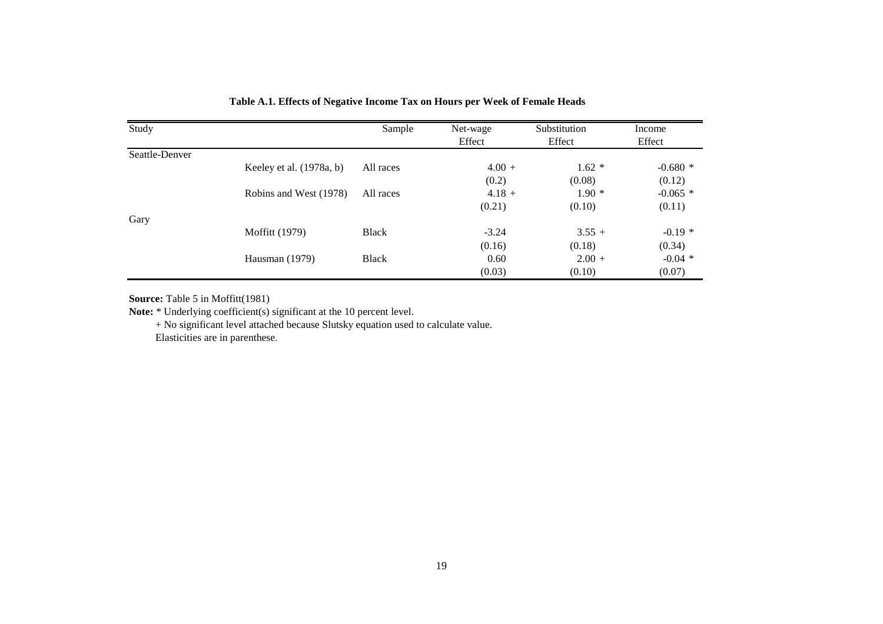**Table A.1. Effects of Negative Income Tax on Hours per Week of Female Heads**

| Study | | Sample | Net-wage Effect | Substitution Effect | Income Effect |
|---|---|---|---|---|---|
| Seattle-Denver | | | | | |
| | Keeley et al. (1978a, b) | All races | 4.00 + | 1.62 * | -0.680 * |
| | | | (0.2) | (0.08) | (0.12) |
| | Robins and West (1978) | All races | 4.18 + | 1.90 * | -0.065 * |
| | | | (0.21) | (0.10) | (0.11) |
| Gary | | | | | |
| | Moffitt (1979) | Black | -3.24 | 3.55 + | -0.19 * |
| | | | (0.16) | (0.18) | (0.34) |
| | Hausman (1979) | Black | 0.60 | 2.00 + | -0.04 * |
| | | | (0.03) | (0.10) | (0.07) |

**Source:** Table 5 in Moffitt(1981)

**Note:** * Underlying coefficient(s) significant at the 10 percent level.

+ No significant level attached because Slutsky equation used to calculate value.

Elasticities are in parenthese.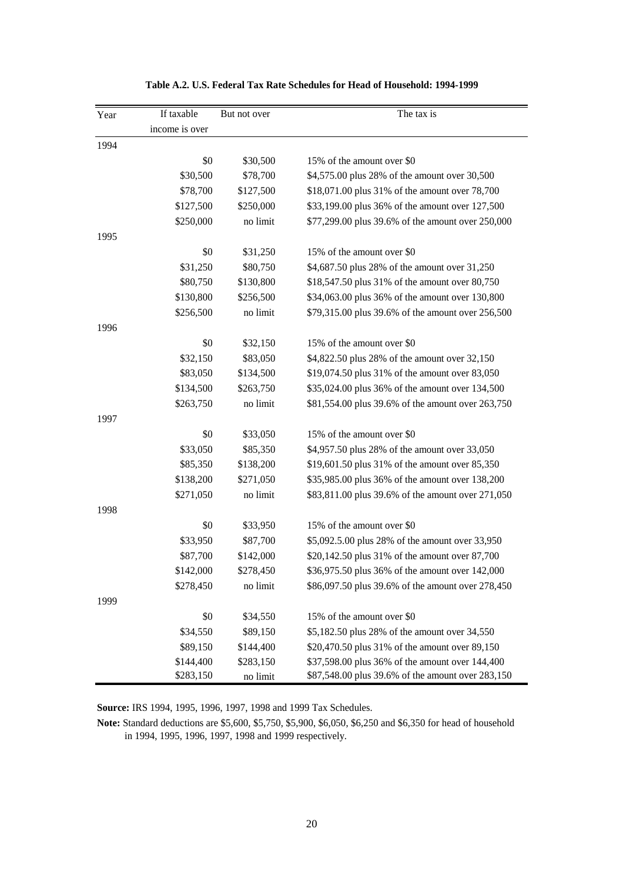**Table A.2. U.S. Federal Tax Rate Schedules for Head of Household: 1994-1999**

| Year | If taxable income is over | But not over | The tax is |
|---|---|---|---|
| 1994 | | | |
| | $0 | $30,500 | 15% of the amount over $0 |
| | $30,500 | $78,700 | $4,575.00 plus 28% of the amount over 30,500 |
| | $78,700 | $127,500 | $18,071.00 plus 31% of the amount over 78,700 |
| | $127,500 | $250,000 | $33,199.00 plus 36% of the amount over 127,500 |
| | $250,000 | no limit | $77,299.00 plus 39.6% of the amount over 250,000 |
| 1995 | | | |
| | $0 | $31,250 | 15% of the amount over $0 |
| | $31,250 | $80,750 | $4,687.50 plus 28% of the amount over 31,250 |
| | $80,750 | $130,800 | $18,547.50 plus 31% of the amount over 80,750 |
| | $130,800 | $256,500 | $34,063.00 plus 36% of the amount over 130,800 |
| | $256,500 | no limit | $79,315.00 plus 39.6% of the amount over 256,500 |
| 1996 | | | |
| | $0 | $32,150 | 15% of the amount over $0 |
| | $32,150 | $83,050 | $4,822.50 plus 28% of the amount over 32,150 |
| | $83,050 | $134,500 | $19,074.50 plus 31% of the amount over 83,050 |
| | $134,500 | $263,750 | $35,024.00 plus 36% of the amount over 134,500 |
| | $263,750 | no limit | $81,554.00 plus 39.6% of the amount over 263,750 |
| 1997 | | | |
| | $0 | $33,050 | 15% of the amount over $0 |
| | $33,050 | $85,350 | $4,957.50 plus 28% of the amount over 33,050 |
| | $85,350 | $138,200 | $19,601.50 plus 31% of the amount over 85,350 |
| | $138,200 | $271,050 | $35,985.00 plus 36% of the amount over 138,200 |
| | $271,050 | no limit | $83,811.00 plus 39.6% of the amount over 271,050 |
| 1998 | | | |
| | $0 | $33,950 | 15% of the amount over $0 |
| | $33,950 | $87,700 | $5,092.5.00 plus 28% of the amount over 33,950 |
| | $87,700 | $142,000 | $20,142.50 plus 31% of the amount over 87,700 |
| | $142,000 | $278,450 | $36,975.50 plus 36% of the amount over 142,000 |
| | $278,450 | no limit | $86,097.50 plus 39.6% of the amount over 278,450 |
| 1999 | | | |
| | $0 | $34,550 | 15% of the amount over $0 |
| | $34,550 | $89,150 | $5,182.50 plus 28% of the amount over 34,550 |
| | $89,150 | $144,400 | $20,470.50 plus 31% of the amount over 89,150 |
| | $144,400 | $283,150 | $37,598.00 plus 36% of the amount over 144,400 |
| | $283,150 | no limit | $87,548.00 plus 39.6% of the amount over 283,150 |

**Source:** IRS 1994, 1995, 1996, 1997, 1998 and 1999 Tax Schedules.

**Note:** Standard deductions are $5,600, $5,750, $5,900, $6,050, $6,250 and $6,350 for head of household in 1994, 1995, 1996, 1997, 1998 and 1999 respectively.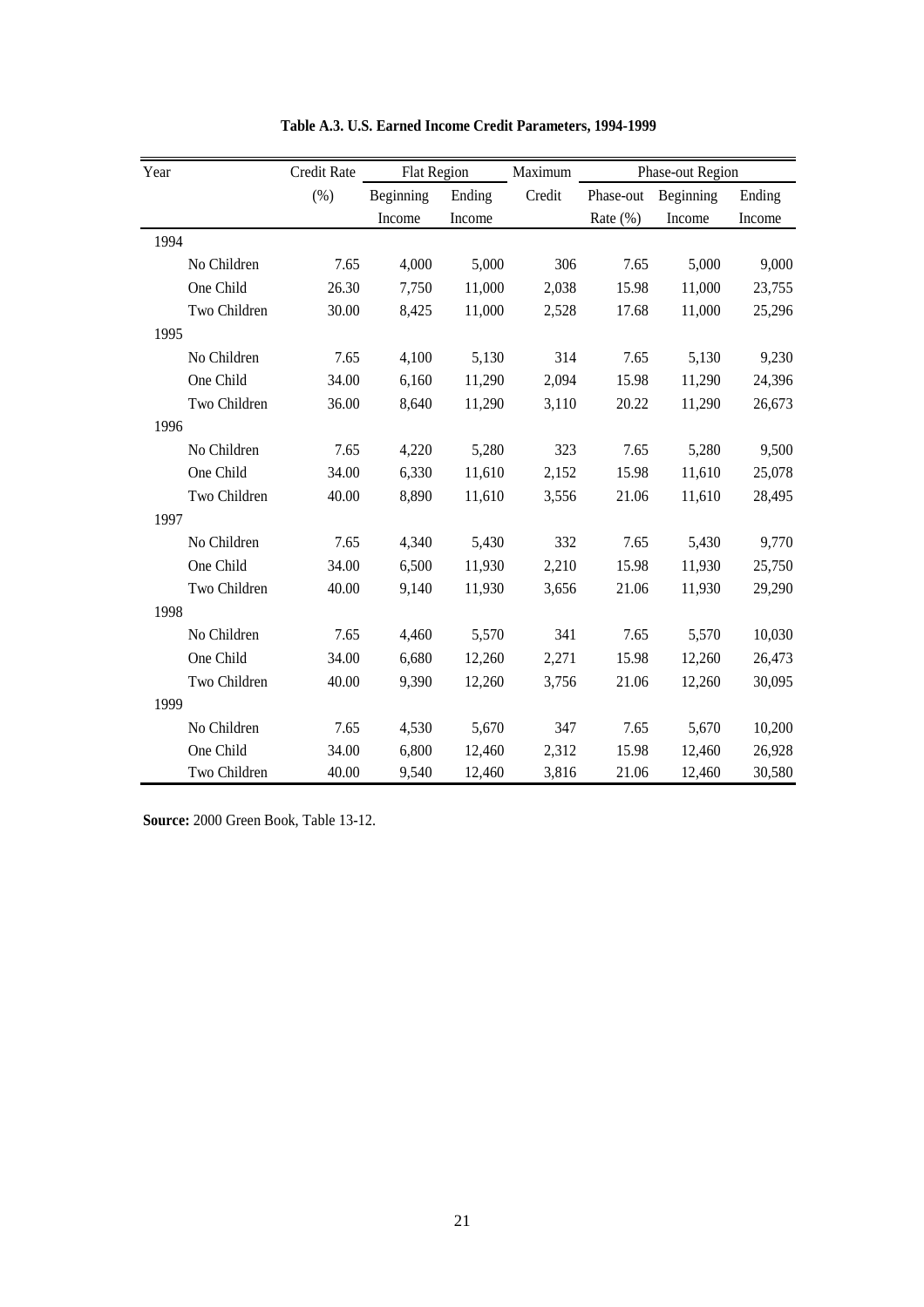**Table A.3. U.S. Earned Income Credit Parameters, 1994-1999**

| Year | Credit Rate | Flat Region | | Maximum | Phase-out Region | | |
|---|---|---|---|---|---|---|---|
| | (%) | Beginning Income | Ending Income | Credit | Phase-out Rate (%) | Beginning Income | Ending Income |
| 1994 | | | | | | | |
| No Children | 7.65 | 4,000 | 5,000 | 306 | 7.65 | 5,000 | 9,000 |
| One Child | 26.30 | 7,750 | 11,000 | 2,038 | 15.98 | 11,000 | 23,755 |
| Two Children | 30.00 | 8,425 | 11,000 | 2,528 | 17.68 | 11,000 | 25,296 |
| 1995 | | | | | | | |
| No Children | 7.65 | 4,100 | 5,130 | 314 | 7.65 | 5,130 | 9,230 |
| One Child | 34.00 | 6,160 | 11,290 | 2,094 | 15.98 | 11,290 | 24,396 |
| Two Children | 36.00 | 8,640 | 11,290 | 3,110 | 20.22 | 11,290 | 26,673 |
| 1996 | | | | | | | |
| No Children | 7.65 | 4,220 | 5,280 | 323 | 7.65 | 5,280 | 9,500 |
| One Child | 34.00 | 6,330 | 11,610 | 2,152 | 15.98 | 11,610 | 25,078 |
| Two Children | 40.00 | 8,890 | 11,610 | 3,556 | 21.06 | 11,610 | 28,495 |
| 1997 | | | | | | | |
| No Children | 7.65 | 4,340 | 5,430 | 332 | 7.65 | 5,430 | 9,770 |
| One Child | 34.00 | 6,500 | 11,930 | 2,210 | 15.98 | 11,930 | 25,750 |
| Two Children | 40.00 | 9,140 | 11,930 | 3,656 | 21.06 | 11,930 | 29,290 |
| 1998 | | | | | | | |
| No Children | 7.65 | 4,460 | 5,570 | 341 | 7.65 | 5,570 | 10,030 |
| One Child | 34.00 | 6,680 | 12,260 | 2,271 | 15.98 | 12,260 | 26,473 |
| Two Children | 40.00 | 9,390 | 12,260 | 3,756 | 21.06 | 12,260 | 30,095 |
| 1999 | | | | | | | |
| No Children | 7.65 | 4,530 | 5,670 | 347 | 7.65 | 5,670 | 10,200 |
| One Child | 34.00 | 6,800 | 12,460 | 2,312 | 15.98 | 12,460 | 26,928 |
| Two Children | 40.00 | 9,540 | 12,460 | 3,816 | 21.06 | 12,460 | 30,580 |

**Source:** 2000 Green Book, Table 13-12.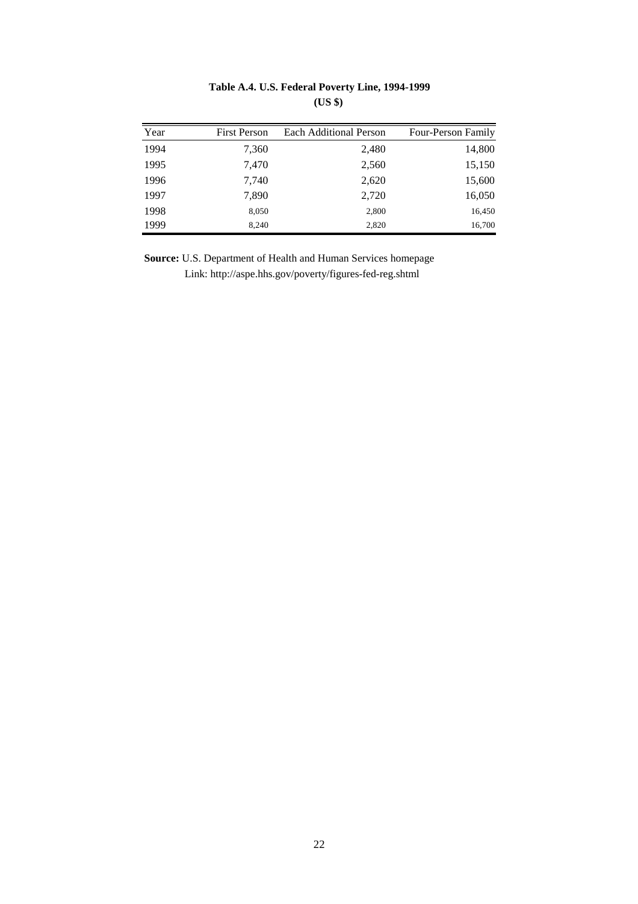**Table A.4. U.S. Federal Poverty Line, 1994-1999**
**(US $)**

| Year | First Person | Each Additional Person | Four-Person Family |
|---|---|---|---|
| 1994 | 7,360 | 2,480 | 14,800 |
| 1995 | 7,470 | 2,560 | 15,150 |
| 1996 | 7,740 | 2,620 | 15,600 |
| 1997 | 7,890 | 2,720 | 16,050 |
| 1998 | 8,050 | 2,800 | 16,450 |
| 1999 | 8,240 | 2,820 | 16,700 |

**Source:** U.S. Department of Health and Human Services homepage
Link: http://aspe.hhs.gov/poverty/figures-fed-reg.shtml